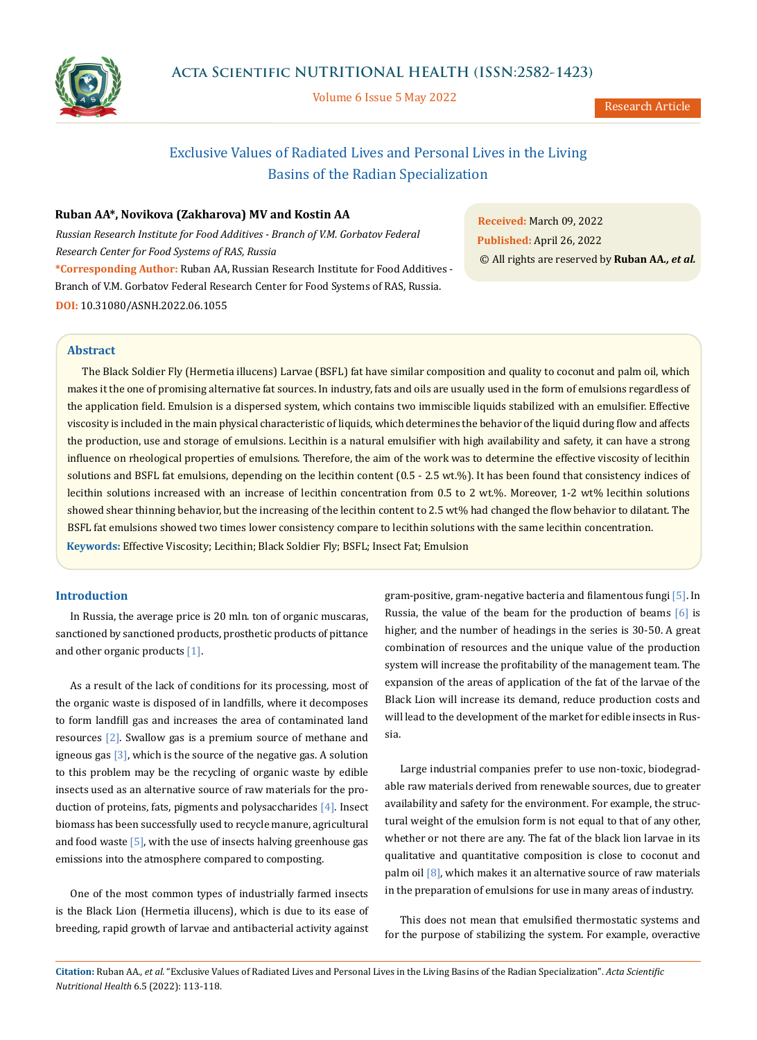# Exclusive Values of Radiated Lives and Personal Lives in the Living Basins of the Radian Specialization

**Ruban AA\*, Novikova (Zakharova) MV and Kostin AA**

*Russian Research Institute for Food Additives - Branch of V.M. Gorbatov Federal Research Center for Food Systems of RAS, Russia*

**\*Corresponding Author:** Ruban AA, Russian Research Institute for Food Additives - Branch of V.M. Gorbatov Federal Research Center for Food Systems of RAS, Russia.

**DOI:** 10.31080/ASNH.2022.06.1055

**Received:** March 09, 2022
**Published:** April 26, 2022
© All rights are reserved by **Ruban AA., *et al.***

## Abstract

The Black Soldier Fly (Hermetia illucens) Larvae (BSFL) fat have similar composition and quality to coconut and palm oil, which makes it the one of promising alternative fat sources. In industry, fats and oils are usually used in the form of emulsions regardless of the application field. Emulsion is a dispersed system, which contains two immiscible liquids stabilized with an emulsifier. Effective viscosity is included in the main physical characteristic of liquids, which determines the behavior of the liquid during flow and affects the production, use and storage of emulsions. Lecithin is a natural emulsifier with high availability and safety, it can have a strong influence on rheological properties of emulsions. Therefore, the aim of the work was to determine the effective viscosity of lecithin solutions and BSFL fat emulsions, depending on the lecithin content (0.5 - 2.5 wt.%). It has been found that consistency indices of lecithin solutions increased with an increase of lecithin concentration from 0.5 to 2 wt.%. Moreover, 1-2 wt% lecithin solutions showed shear thinning behavior, but the increasing of the lecithin content to 2.5 wt% had changed the flow behavior to dilatant. The BSFL fat emulsions showed two times lower consistency compare to lecithin solutions with the same lecithin concentration.

**Keywords:** Effective Viscosity; Lecithin; Black Soldier Fly; BSFL; Insect Fat; Emulsion

## Introduction

In Russia, the average price is 20 mln. ton of organic muscaras, sanctioned by sanctioned products, prosthetic products of pittance and other organic products [1].

As a result of the lack of conditions for its processing, most of the organic waste is disposed of in landfills, where it decomposes to form landfill gas and increases the area of contaminated land resources [2]. Swallow gas is a premium source of methane and igneous gas [3], which is the source of the negative gas. A solution to this problem may be the recycling of organic waste by edible insects used as an alternative source of raw materials for the production of proteins, fats, pigments and polysaccharides [4]. Insect biomass has been successfully used to recycle manure, agricultural and food waste [5], with the use of insects halving greenhouse gas emissions into the atmosphere compared to composting.

One of the most common types of industrially farmed insects is the Black Lion (Hermetia illucens), which is due to its ease of breeding, rapid growth of larvae and antibacterial activity against gram-positive, gram-negative bacteria and filamentous fungi [5]. In Russia, the value of the beam for the production of beams [6] is higher, and the number of headings in the series is 30-50. A great combination of resources and the unique value of the production system will increase the profitability of the management team. The expansion of the areas of application of the fat of the larvae of the Black Lion will increase its demand, reduce production costs and will lead to the development of the market for edible insects in Russia.

Large industrial companies prefer to use non-toxic, biodegradable raw materials derived from renewable sources, due to greater availability and safety for the environment. For example, the structural weight of the emulsion form is not equal to that of any other, whether or not there are any. The fat of the black lion larvae in its qualitative and quantitative composition is close to coconut and palm oil [8], which makes it an alternative source of raw materials in the preparation of emulsions for use in many areas of industry.

This does not mean that emulsified thermostatic systems and for the purpose of stabilizing the system. For example, overactive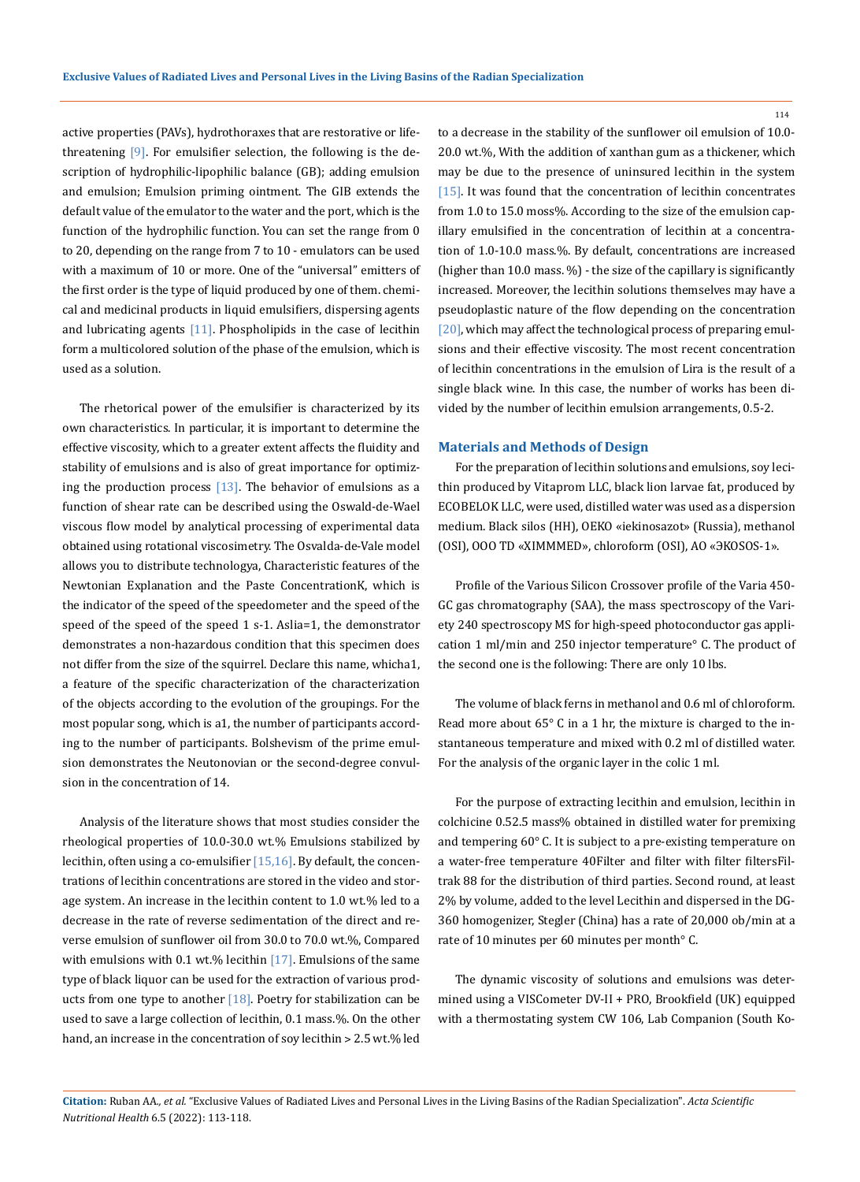active properties (PAVs), hydrothoraxes that are restorative or life-threatening [9]. For emulsifier selection, the following is the description of hydrophilic-lipophilic balance (GB); adding emulsion and emulsion; Emulsion priming ointment. The GIB extends the default value of the emulator to the water and the port, which is the function of the hydrophilic function. You can set the range from 0 to 20, depending on the range from 7 to 10 - emulators can be used with a maximum of 10 or more. One of the "universal" emitters of the first order is the type of liquid produced by one of them. chemical and medicinal products in liquid emulsifiers, dispersing agents and lubricating agents [11]. Phospholipids in the case of lecithin form a multicolored solution of the phase of the emulsion, which is used as a solution.

The rhetorical power of the emulsifier is characterized by its own characteristics. In particular, it is important to determine the effective viscosity, which to a greater extent affects the fluidity and stability of emulsions and is also of great importance for optimizing the production process [13]. The behavior of emulsions as a function of shear rate can be described using the Oswald-de-Wael viscous flow model by analytical processing of experimental data obtained using rotational viscosimetry. The Osvalda-de-Vale model allows you to distribute technologya, Characteristic features of the Newtonian Explanation and the Paste ConcentrationK, which is the indicator of the speed of the speedometer and the speed of the speed of the speed of the speed 1 s-1. Aslia=1, the demonstrator demonstrates a non-hazardous condition that this specimen does not differ from the size of the squirrel. Declare this name, whicha1, a feature of the specific characterization of the characterization of the objects according to the evolution of the groupings. For the most popular song, which is a1, the number of participants according to the number of participants. Bolshevism of the prime emulsion demonstrates the Neutonovian or the second-degree convulsion in the concentration of 14.

Analysis of the literature shows that most studies consider the rheological properties of 10.0-30.0 wt.% Emulsions stabilized by lecithin, often using a co-emulsifier [15,16]. By default, the concentrations of lecithin concentrations are stored in the video and storage system. An increase in the lecithin content to 1.0 wt.% led to a decrease in the rate of reverse sedimentation of the direct and reverse emulsion of sunflower oil from 30.0 to 70.0 wt.%, Compared with emulsions with 0.1 wt.% lecithin [17]. Emulsions of the same type of black liquor can be used for the extraction of various products from one type to another [18]. Poetry for stabilization can be used to save a large collection of lecithin, 0.1 mass.%. On the other hand, an increase in the concentration of soy lecithin > 2.5 wt.% led to a decrease in the stability of the sunflower oil emulsion of 10.0-20.0 wt.%, With the addition of xanthan gum as a thickener, which may be due to the presence of uninsured lecithin in the system [15]. It was found that the concentration of lecithin concentrates from 1.0 to 15.0 moss%. According to the size of the emulsion capillary emulsified in the concentration of lecithin at a concentration of 1.0-10.0 mass.%. By default, concentrations are increased (higher than 10.0 mass. %) - the size of the capillary is significantly increased. Moreover, the lecithin solutions themselves may have a pseudoplastic nature of the flow depending on the concentration [20], which may affect the technological process of preparing emulsions and their effective viscosity. The most recent concentration of lecithin concentrations in the emulsion of Lira is the result of a single black wine. In this case, the number of works has been divided by the number of lecithin emulsion arrangements, 0.5-2.

## Materials and Methods of Design

For the preparation of lecithin solutions and emulsions, soy lecithin produced by Vitaprom LLC, black lion larvae fat, produced by ECOBELOK LLC, were used, distilled water was used as a dispersion medium. Black silos (HH), OEKO «iekinosazot» (Russia), methanol (OSI), OOO TD «XIMMMED», chloroform (OSI), AO «ЭKOSOS-1».

Profile of the Various Silicon Crossover profile of the Varia 450-GC gas chromatography (SAA), the mass spectroscopy of the Variety 240 spectroscopy MS for high-speed photoconductor gas application 1 ml/min and 250 injector temperature° C. The product of the second one is the following: There are only 10 lbs.

The volume of black ferns in methanol and 0.6 ml of chloroform. Read more about 65° C in a 1 hr, the mixture is charged to the instantaneous temperature and mixed with 0.2 ml of distilled water. For the analysis of the organic layer in the colic 1 ml.

For the purpose of extracting lecithin and emulsion, lecithin in colchicine 0.52.5 mass% obtained in distilled water for premixing and tempering 60° C. It is subject to a pre-existing temperature on a water-free temperature 40Filter and filter with filter filtersFiltrak 88 for the distribution of third parties. Second round, at least 2% by volume, added to the level Lecithin and dispersed in the DG-360 homogenizer, Stegler (China) has a rate of 20,000 ob/min at a rate of 10 minutes per 60 minutes per month° C.

The dynamic viscosity of solutions and emulsions was determined using a VISCometer DV-II + PRO, Brookfield (UK) equipped with a thermostating system CW 106, Lab Companion (South Ko-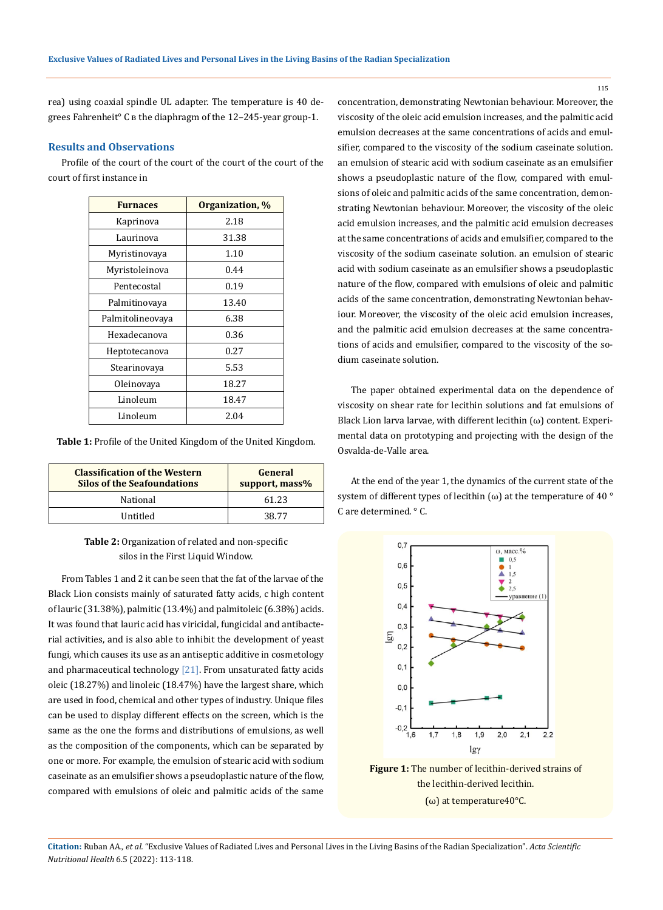rea) using coaxial spindle UL adapter. The temperature is 40 degrees Fahrenheit° C в the diaphragm of the 12–245-year group-1.

## Results and Observations

Profile of the court of the court of the court of the court of the court of first instance in

| Furnaces | Organization, % |
|---|---|
| Kaprinova | 2.18 |
| Laurinova | 31.38 |
| Myristinovaya | 1.10 |
| Myristoleinova | 0.44 |
| Pentecostal | 0.19 |
| Palmitinovaya | 13.40 |
| Palmitolineovaya | 6.38 |
| Hexadecanova | 0.36 |
| Heptotecanova | 0.27 |
| Stearinovaya | 5.53 |
| Oleinovaya | 18.27 |
| Linoleum | 18.47 |
| Linoleum | 2.04 |

**Table 1:** Profile of the United Kingdom of the United Kingdom.

| Classification of the Western Silos of the Seafoundations | General support, mass% |
|---|---|
| National | 61.23 |
| Untitled | 38.77 |

**Table 2:** Organization of related and non-specific silos in the First Liquid Window.

From Tables 1 and 2 it can be seen that the fat of the larvae of the Black Lion consists mainly of saturated fatty acids, c high content of lauric (31.38%), palmitic (13.4%) and palmitoleic (6.38%) acids. It was found that lauric acid has viricidal, fungicidal and antibacterial activities, and is also able to inhibit the development of yeast fungi, which causes its use as an antiseptic additive in cosmetology and pharmaceutical technology [21]. From unsaturated fatty acids oleic (18.27%) and linoleic (18.47%) have the largest share, which are used in food, chemical and other types of industry. Unique files can be used to display different effects on the screen, which is the same as the one the forms and distributions of emulsions, as well as the composition of the components, which can be separated by one or more. For example, the emulsion of stearic acid with sodium caseinate as an emulsifier shows a pseudoplastic nature of the flow, compared with emulsions of oleic and palmitic acids of the same concentration, demonstrating Newtonian behaviour. Moreover, the viscosity of the oleic acid emulsion increases, and the palmitic acid emulsion decreases at the same concentrations of acids and emulsifier, compared to the viscosity of the sodium caseinate solution. an emulsion of stearic acid with sodium caseinate as an emulsifier shows a pseudoplastic nature of the flow, compared with emulsions of oleic and palmitic acids of the same concentration, demonstrating Newtonian behaviour. Moreover, the viscosity of the oleic acid emulsion increases, and the palmitic acid emulsion decreases at the same concentrations of acids and emulsifier, compared to the viscosity of the sodium caseinate solution. an emulsion of stearic acid with sodium caseinate as an emulsifier shows a pseudoplastic nature of the flow, compared with emulsions of oleic and palmitic acids of the same concentration, demonstrating Newtonian behaviour. Moreover, the viscosity of the oleic acid emulsion increases, and the palmitic acid emulsion decreases at the same concentrations of acids and emulsifier, compared to the viscosity of the sodium caseinate solution.

The paper obtained experimental data on the dependence of viscosity on shear rate for lecithin solutions and fat emulsions of Black Lion larva larvae, with different lecithin (ω) content. Experimental data on prototyping and projecting with the design of the Osvalda-de-Valle area.

At the end of the year 1, the dynamics of the current state of the system of different types of lecithin (ω) at the temperature of 40 ° C are determined. ° C.

**Figure 1:** The number of lecithin-derived strains of the lecithin-derived lecithin. (ω) at temperature40°C.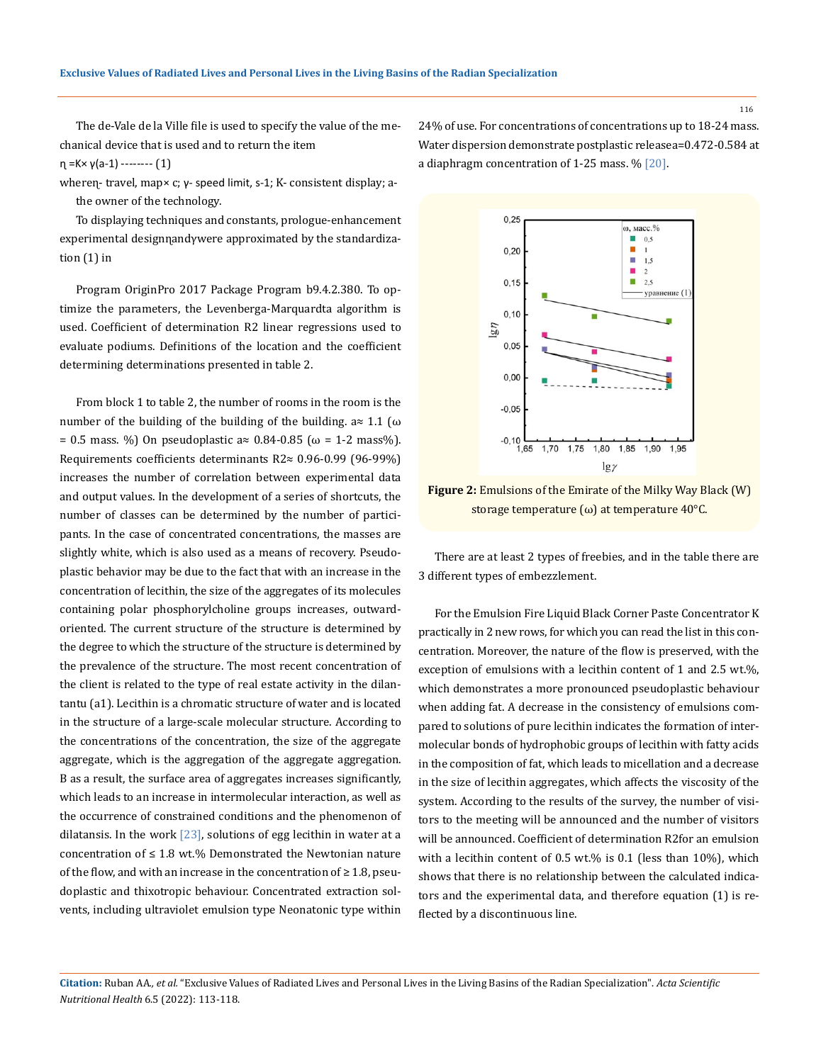The de-Vale de la Ville file is used to specify the value of the mechanical device that is used and to return the item

$$\eta = K \times \gamma^{(a-1)} \text{ -------- } (1)$$

where $\eta$- travel, map× c; $\gamma$- speed limit, s-1; K- consistent display; a- the owner of the technology.

To displaying techniques and constants, prologue-enhancement experimental design $\eta$ and $\gamma$ were approximated by the standardization (1) in

Program OriginPro 2017 Package Program b9.4.2.380. To optimize the parameters, the Levenberga-Marquardta algorithm is used. Coefficient of determination R2 linear regressions used to evaluate podiums. Definitions of the location and the coefficient determining determinations presented in table 2.

From block 1 to table 2, the number of rooms in the room is the number of the building of the building of the building. a≈ 1.1 (ω = 0.5 mass. %) On pseudoplastic a≈ 0.84-0.85 (ω = 1-2 mass%). Requirements coefficients determinants $R^2 \approx$ 0.96-0.99 (96-99%) increases the number of correlation between experimental data and output values. In the development of a series of shortcuts, the number of classes can be determined by the number of participants. In the case of concentrated concentrations, the masses are slightly white, which is also used as a means of recovery. Pseudoplastic behavior may be due to the fact that with an increase in the concentration of lecithin, the size of the aggregates of its molecules containing polar phosphorylcholine groups increases, outward-oriented. The current structure of the structure is determined by the degree to which the structure of the structure is determined by the prevalence of the structure. The most recent concentration of the client is related to the type of real estate activity in the dilantantu (a1). Lecithin is a chromatic structure of water and is located in the structure of a large-scale molecular structure. According to the concentrations of the concentration, the size of the aggregate aggregate, which is the aggregation of the aggregate aggregation. B as a result, the surface area of aggregates increases significantly, which leads to an increase in intermolecular interaction, as well as the occurrence of constrained conditions and the phenomenon of dilatansis. In the work [23], solutions of egg lecithin in water at a concentration of ≤ 1.8 wt.% Demonstrated the Newtonian nature of the flow, and with an increase in the concentration of ≥ 1.8, pseudoplastic and thixotropic behaviour. Concentrated extraction solvents, including ultraviolet emulsion type Neonatonic type within 24% of use. For concentrations of concentrations up to 18-24 mass. Water dispersion demonstrate postplastic releasea=0.472-0.584 at a diaphragm concentration of 1-25 mass. % [20].

**Figure 2:** Emulsions of the Emirate of the Milky Way Black (W) storage temperature (ω) at temperature 40°C.

There are at least 2 types of freebies, and in the table there are 3 different types of embezzlement.

For the Emulsion Fire Liquid Black Corner Paste Concentrator K practically in 2 new rows, for which you can read the list in this concentration. Moreover, the nature of the flow is preserved, with the exception of emulsions with a lecithin content of 1 and 2.5 wt.%, which demonstrates a more pronounced pseudoplastic behaviour when adding fat. A decrease in the consistency of emulsions compared to solutions of pure lecithin indicates the formation of intermolecular bonds of hydrophobic groups of lecithin with fatty acids in the composition of fat, which leads to micellation and a decrease in the size of lecithin aggregates, which affects the viscosity of the system. According to the results of the survey, the number of visitors to the meeting will be announced and the number of visitors will be announced. Coefficient of determination R2for an emulsion with a lecithin content of 0.5 wt.% is 0.1 (less than 10%), which shows that there is no relationship between the calculated indicators and the experimental data, and therefore equation (1) is reflected by a discontinuous line.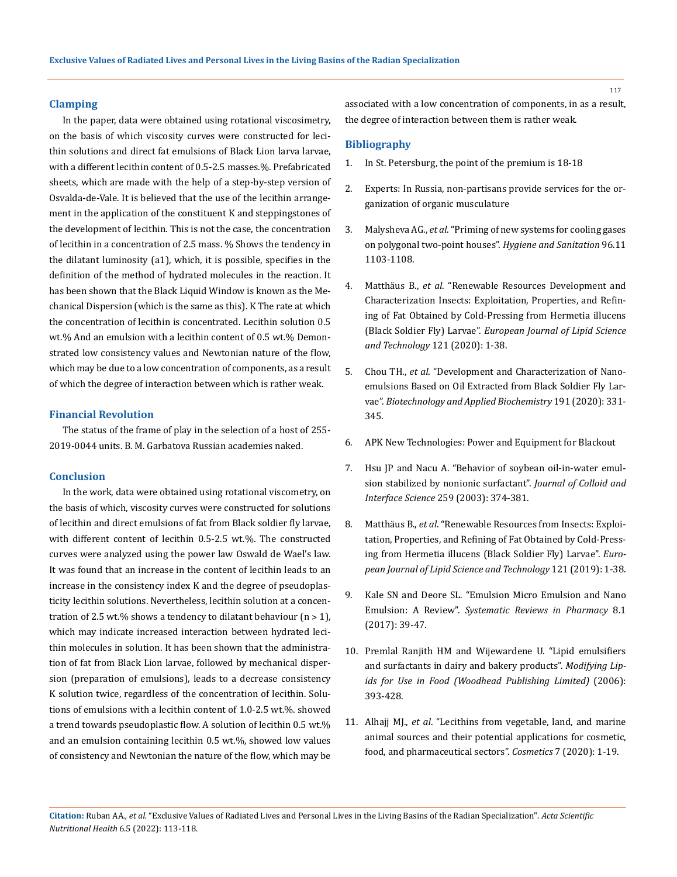## Clamping

In the paper, data were obtained using rotational viscosimetry, on the basis of which viscosity curves were constructed for lecithin solutions and direct fat emulsions of Black Lion larva larvae, with a different lecithin content of 0.5-2.5 masses.%. Prefabricated sheets, which are made with the help of a step-by-step version of Osvalda-de-Vale. It is believed that the use of the lecithin arrangement in the application of the constituent K and steppingstones of the development of lecithin. This is not the case, the concentration of lecithin in a concentration of 2.5 mass. % Shows the tendency in the dilatant luminosity (a1), which, it is possible, specifies in the definition of the method of hydrated molecules in the reaction. It has been shown that the Black Liquid Window is known as the Mechanical Dispersion (which is the same as this). K The rate at which the concentration of lecithin is concentrated. Lecithin solution 0.5 wt.% And an emulsion with a lecithin content of 0.5 wt.% Demonstrated low consistency values and Newtonian nature of the flow, which may be due to a low concentration of components, as a result of which the degree of interaction between which is rather weak.

## Financial Revolution

The status of the frame of play in the selection of a host of 255-2019-0044 units. B. M. Garbatova Russian academies naked.

## Conclusion

In the work, data were obtained using rotational viscometry, on the basis of which, viscosity curves were constructed for solutions of lecithin and direct emulsions of fat from Black soldier fly larvae, with different content of lecithin 0.5-2.5 wt.%. The constructed curves were analyzed using the power law Oswald de Wael's law. It was found that an increase in the content of lecithin leads to an increase in the consistency index K and the degree of pseudoplasticity lecithin solutions. Nevertheless, lecithin solution at a concentration of 2.5 wt.% shows a tendency to dilatant behaviour ($n > 1$), which may indicate increased interaction between hydrated lecithin molecules in solution. It has been shown that the administration of fat from Black Lion larvae, followed by mechanical dispersion (preparation of emulsions), leads to a decrease consistency K solution twice, regardless of the concentration of lecithin. Solutions of emulsions with a lecithin content of 1.0-2.5 wt.%. showed a trend towards pseudoplastic flow. A solution of lecithin 0.5 wt.% and an emulsion containing lecithin 0.5 wt.%, showed low values of consistency and Newtonian the nature of the flow, which may be associated with a low concentration of components, in as a result, the degree of interaction between them is rather weak.

## Bibliography

1. In St. Petersburg, the point of the premium is 18-18
2. Experts: In Russia, non-partisans provide services for the organization of organic musculature
3. Malysheva AG., *et al*. "Priming of new systems for cooling gases on polygonal two-point houses". *Hygiene and Sanitation* 96.11 1103-1108.
4. Matthäus B., *et al*. "Renewable Resources Development and Characterization Insects: Exploitation, Properties, and Refining of Fat Obtained by Cold-Pressing from Hermetia illucens (Black Soldier Fly) Larvae". *European Journal of Lipid Science and Technology* 121 (2020): 1-38.
5. Chou TH., *et al*. "Development and Characterization of Nano-emulsions Based on Oil Extracted from Black Soldier Fly Larvae". *Biotechnology and Applied Biochemistry* 191 (2020): 331-345.
6. APK New Technologies: Power and Equipment for Blackout
7. Hsu JP and Nacu A. "Behavior of soybean oil-in-water emulsion stabilized by nonionic surfactant". *Journal of Colloid and Interface Science* 259 (2003): 374-381.
8. Matthäus B., *et al*. "Renewable Resources from Insects: Exploitation, Properties, and Refining of Fat Obtained by Cold-Pressing from Hermetia illucens (Black Soldier Fly) Larvae". *European Journal of Lipid Science and Technology* 121 (2019): 1-38.
9. Kale SN and Deore SL. "Emulsion Micro Emulsion and Nano Emulsion: A Review". *Systematic Reviews in Pharmacy* 8.1 (2017): 39-47.
10. Premlal Ranjith HM and Wijewardene U. "Lipid emulsifiers and surfactants in dairy and bakery products". *Modifying Lipids for Use in Food (Woodhead Publishing Limited)* (2006): 393-428.
11. Alhajj MJ., *et al*. "Lecithins from vegetable, land, and marine animal sources and their potential applications for cosmetic, food, and pharmaceutical sectors". *Cosmetics* 7 (2020): 1-19.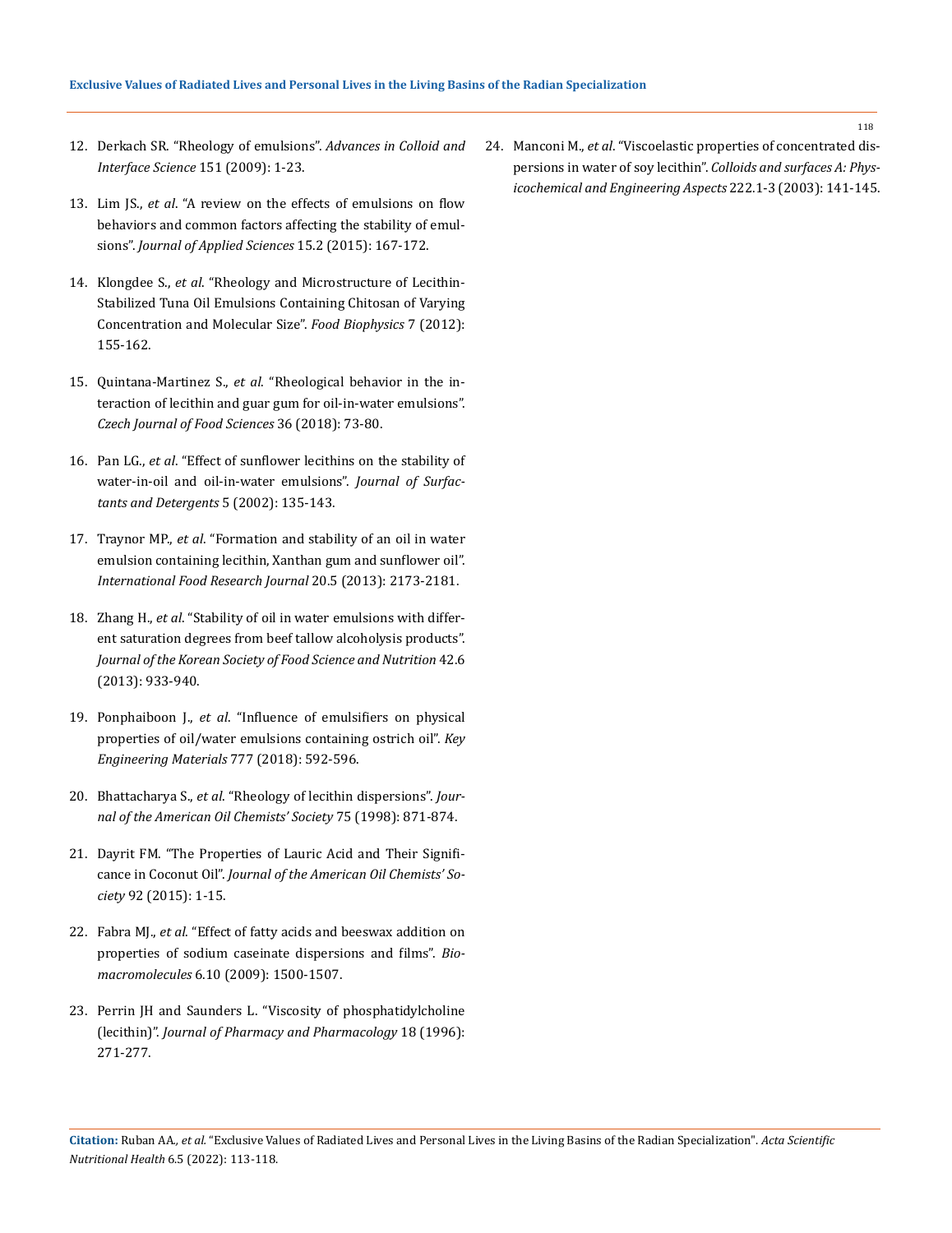12. Derkach SR. "Rheology of emulsions". *Advances in Colloid and Interface Science* 151 (2009): 1-23.

13. Lim JS., *et al*. "A review on the effects of emulsions on flow behaviors and common factors affecting the stability of emulsions". *Journal of Applied Sciences* 15.2 (2015): 167-172.

14. Klongdee S., *et al*. "Rheology and Microstructure of Lecithin-Stabilized Tuna Oil Emulsions Containing Chitosan of Varying Concentration and Molecular Size". *Food Biophysics* 7 (2012): 155-162.

15. Quintana-Martinez S., *et al*. "Rheological behavior in the interaction of lecithin and guar gum for oil-in-water emulsions". *Czech Journal of Food Sciences* 36 (2018): 73-80.

16. Pan LG., *et al*. "Effect of sunflower lecithins on the stability of water-in-oil and oil-in-water emulsions". *Journal of Surfactants and Detergents* 5 (2002): 135-143.

17. Traynor MP., *et al*. "Formation and stability of an oil in water emulsion containing lecithin, Xanthan gum and sunflower oil". *International Food Research Journal* 20.5 (2013): 2173-2181.

18. Zhang H., *et al*. "Stability of oil in water emulsions with different saturation degrees from beef tallow alcoholysis products". *Journal of the Korean Society of Food Science and Nutrition* 42.6 (2013): 933-940.

19. Ponphaiboon J., *et al*. "Influence of emulsifiers on physical properties of oil/water emulsions containing ostrich oil". *Key Engineering Materials* 777 (2018): 592-596.

20. Bhattacharya S., *et al*. "Rheology of lecithin dispersions". *Journal of the American Oil Chemists' Society* 75 (1998): 871-874.

21. Dayrit FM. "The Properties of Lauric Acid and Their Significance in Coconut Oil". *Journal of the American Oil Chemists' Society* 92 (2015): 1-15.

22. Fabra MJ., *et al*. "Effect of fatty acids and beeswax addition on properties of sodium caseinate dispersions and films". *Biomacromolecules* 6.10 (2009): 1500-1507.

23. Perrin JH and Saunders L. "Viscosity of phosphatidylcholine (lecithin)". *Journal of Pharmacy and Pharmacology* 18 (1996): 271-277.

24. Manconi M., *et al*. "Viscoelastic properties of concentrated dispersions in water of soy lecithin". *Colloids and surfaces A: Physicochemical and Engineering Aspects* 222.1-3 (2003): 141-145.